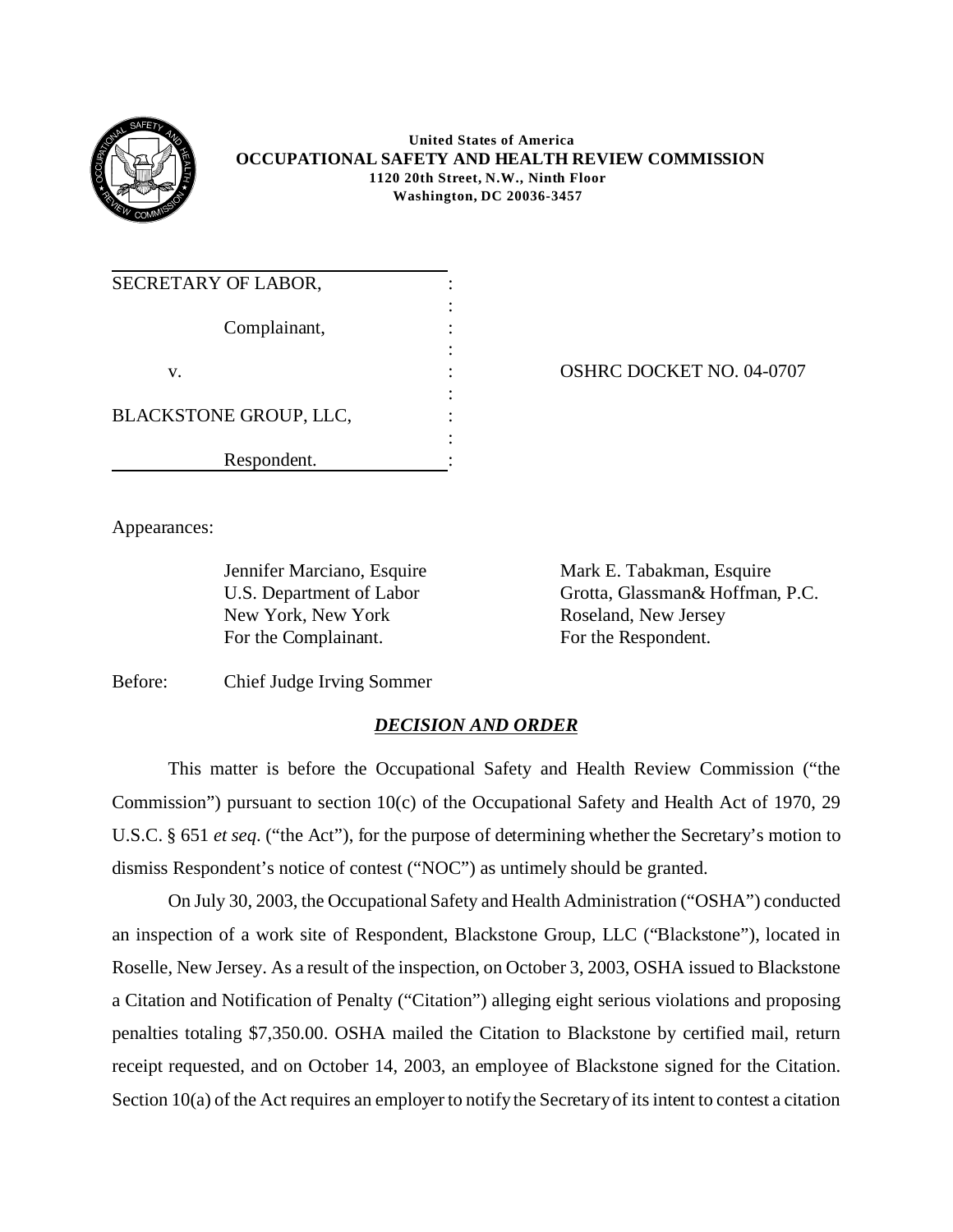**United States of America**
**OCCUPATIONAL SAFETY AND HEALTH REVIEW COMMISSION**
**1120 20th Street, N.W., Ninth Floor**
**Washington, DC 20036-3457**

SECRETARY OF LABOR,

Complainant,

v.

BLACKSTONE GROUP, LLC,

Respondent.

OSHRC DOCKET NO. 04-0707

Appearances:

| | |
|---|---|
| Jennifer Marciano, Esquire | Mark E. Tabakman, Esquire |
| U.S. Department of Labor | Grotta, Glassman& Hoffman, P.C. |
| New York, New York | Roseland, New Jersey |
| For the Complainant. | For the Respondent. |

Before: Chief Judge Irving Sommer

## ***DECISION AND ORDER***

This matter is before the Occupational Safety and Health Review Commission ("the Commission") pursuant to section 10(c) of the Occupational Safety and Health Act of 1970, 29 U.S.C. § 651 *et seq*. ("the Act"), for the purpose of determining whether the Secretary's motion to dismiss Respondent's notice of contest ("NOC") as untimely should be granted.

On July 30, 2003, the Occupational Safety and Health Administration ("OSHA") conducted an inspection of a work site of Respondent, Blackstone Group, LLC ("Blackstone"), located in Roselle, New Jersey. As a result of the inspection, on October 3, 2003, OSHA issued to Blackstone a Citation and Notification of Penalty ("Citation") alleging eight serious violations and proposing penalties totaling $7,350.00. OSHA mailed the Citation to Blackstone by certified mail, return receipt requested, and on October 14, 2003, an employee of Blackstone signed for the Citation. Section 10(a) of the Act requires an employer to notify the Secretary of its intent to contest a citation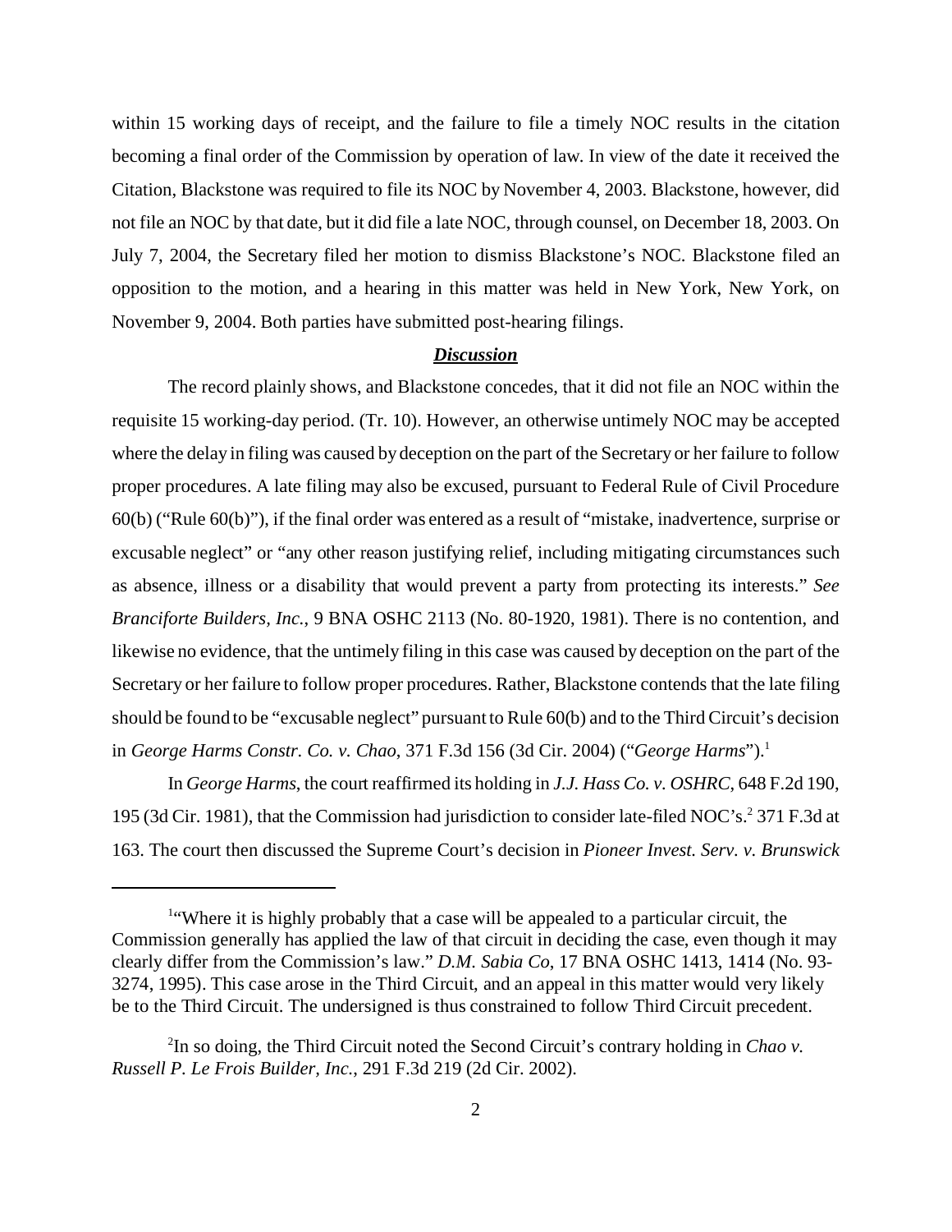within 15 working days of receipt, and the failure to file a timely NOC results in the citation becoming a final order of the Commission by operation of law. In view of the date it received the Citation, Blackstone was required to file its NOC by November 4, 2003. Blackstone, however, did not file an NOC by that date, but it did file a late NOC, through counsel, on December 18, 2003. On July 7, 2004, the Secretary filed her motion to dismiss Blackstone's NOC. Blackstone filed an opposition to the motion, and a hearing in this matter was held in New York, New York, on November 9, 2004. Both parties have submitted post-hearing filings.

***Discussion***

The record plainly shows, and Blackstone concedes, that it did not file an NOC within the requisite 15 working-day period. (Tr. 10). However, an otherwise untimely NOC may be accepted where the delay in filing was caused by deception on the part of the Secretary or her failure to follow proper procedures. A late filing may also be excused, pursuant to Federal Rule of Civil Procedure 60(b) ("Rule 60(b)"), if the final order was entered as a result of "mistake, inadvertence, surprise or excusable neglect" or "any other reason justifying relief, including mitigating circumstances such as absence, illness or a disability that would prevent a party from protecting its interests." *See Branciforte Builders, Inc.*, 9 BNA OSHC 2113 (No. 80-1920, 1981). There is no contention, and likewise no evidence, that the untimely filing in this case was caused by deception on the part of the Secretary or her failure to follow proper procedures. Rather, Blackstone contends that the late filing should be found to be "excusable neglect" pursuant to Rule 60(b) and to the Third Circuit's decision in *George Harms Constr. Co. v. Chao*, 371 F.3d 156 (3d Cir. 2004) ("*George Harms*").[1]

In *George Harms*, the court reaffirmed its holding in *J.J. Hass Co. v. OSHRC*, 648 F.2d 190, 195 (3d Cir. 1981), that the Commission had jurisdiction to consider late-filed NOC's.[2] 371 F.3d at 163. The court then discussed the Supreme Court's decision in *Pioneer Invest. Serv. v. Brunswick*

---

[1]"Where it is highly probably that a case will be appealed to a particular circuit, the Commission generally has applied the law of that circuit in deciding the case, even though it may clearly differ from the Commission's law." *D.M. Sabia Co*, 17 BNA OSHC 1413, 1414 (No. 93-3274, 1995). This case arose in the Third Circuit, and an appeal in this matter would very likely be to the Third Circuit. The undersigned is thus constrained to follow Third Circuit precedent.

[2]In so doing, the Third Circuit noted the Second Circuit's contrary holding in *Chao v. Russell P. Le Frois Builder, Inc.*, 291 F.3d 219 (2d Cir. 2002).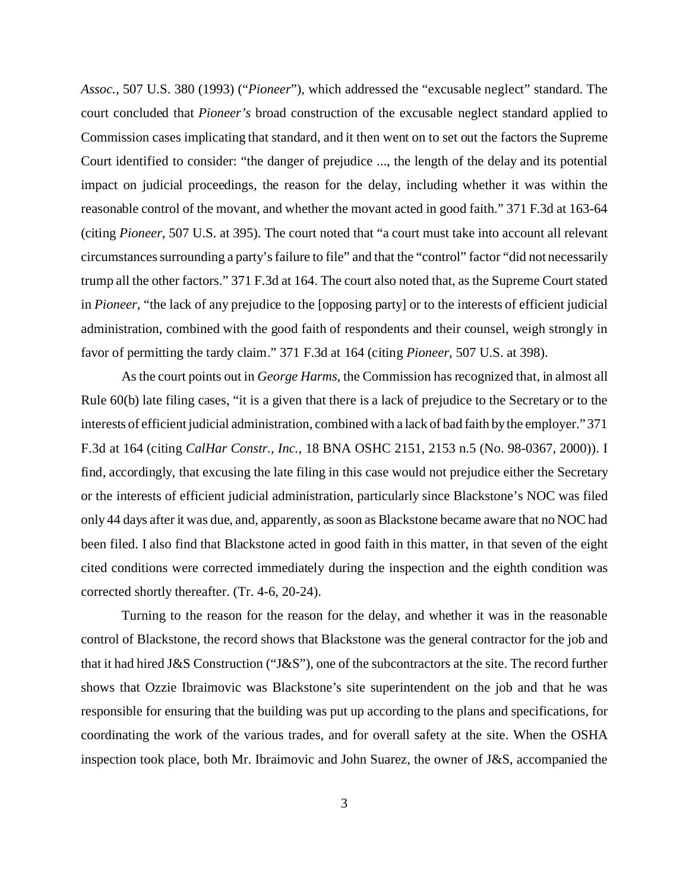*Assoc.*, 507 U.S. 380 (1993) ("*Pioneer*"), which addressed the "excusable neglect" standard. The court concluded that *Pioneer's* broad construction of the excusable neglect standard applied to Commission cases implicating that standard, and it then went on to set out the factors the Supreme Court identified to consider: "the danger of prejudice ..., the length of the delay and its potential impact on judicial proceedings, the reason for the delay, including whether it was within the reasonable control of the movant, and whether the movant acted in good faith." 371 F.3d at 163-64 (citing *Pioneer*, 507 U.S. at 395). The court noted that "a court must take into account all relevant circumstances surrounding a party's failure to file" and that the "control" factor "did not necessarily trump all the other factors." 371 F.3d at 164. The court also noted that, as the Supreme Court stated in *Pioneer*, "the lack of any prejudice to the [opposing party] or to the interests of efficient judicial administration, combined with the good faith of respondents and their counsel, weigh strongly in favor of permitting the tardy claim." 371 F.3d at 164 (citing *Pioneer*, 507 U.S. at 398).

As the court points out in *George Harms*, the Commission has recognized that, in almost all Rule 60(b) late filing cases, "it is a given that there is a lack of prejudice to the Secretary or to the interests of efficient judicial administration, combined with a lack of bad faith by the employer." 371 F.3d at 164 (citing *CalHar Constr., Inc.*, 18 BNA OSHC 2151, 2153 n.5 (No. 98-0367, 2000)). I find, accordingly, that excusing the late filing in this case would not prejudice either the Secretary or the interests of efficient judicial administration, particularly since Blackstone's NOC was filed only 44 days after it was due, and, apparently, as soon as Blackstone became aware that no NOC had been filed. I also find that Blackstone acted in good faith in this matter, in that seven of the eight cited conditions were corrected immediately during the inspection and the eighth condition was corrected shortly thereafter. (Tr. 4-6, 20-24).

Turning to the reason for the reason for the delay, and whether it was in the reasonable control of Blackstone, the record shows that Blackstone was the general contractor for the job and that it had hired J&S Construction ("J&S"), one of the subcontractors at the site. The record further shows that Ozzie Ibraimovic was Blackstone's site superintendent on the job and that he was responsible for ensuring that the building was put up according to the plans and specifications, for coordinating the work of the various trades, and for overall safety at the site. When the OSHA inspection took place, both Mr. Ibraimovic and John Suarez, the owner of J&S, accompanied the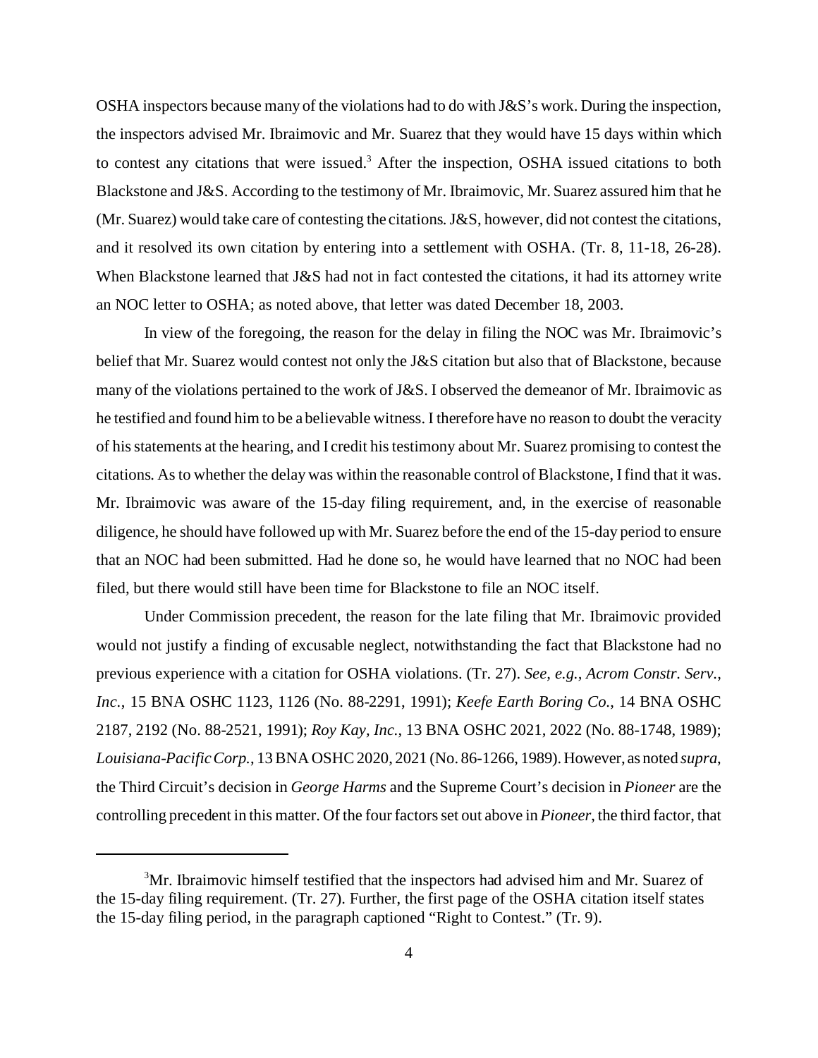OSHA inspectors because many of the violations had to do with J&S's work. During the inspection, the inspectors advised Mr. Ibraimovic and Mr. Suarez that they would have 15 days within which to contest any citations that were issued.[3] After the inspection, OSHA issued citations to both Blackstone and J&S. According to the testimony of Mr. Ibraimovic, Mr. Suarez assured him that he (Mr. Suarez) would take care of contesting the citations. J&S, however, did not contest the citations, and it resolved its own citation by entering into a settlement with OSHA. (Tr. 8, 11-18, 26-28). When Blackstone learned that J&S had not in fact contested the citations, it had its attorney write an NOC letter to OSHA; as noted above, that letter was dated December 18, 2003.

In view of the foregoing, the reason for the delay in filing the NOC was Mr. Ibraimovic's belief that Mr. Suarez would contest not only the J&S citation but also that of Blackstone, because many of the violations pertained to the work of J&S. I observed the demeanor of Mr. Ibraimovic as he testified and found him to be a believable witness. I therefore have no reason to doubt the veracity of his statements at the hearing, and I credit his testimony about Mr. Suarez promising to contest the citations. As to whether the delay was within the reasonable control of Blackstone, I find that it was. Mr. Ibraimovic was aware of the 15-day filing requirement, and, in the exercise of reasonable diligence, he should have followed up with Mr. Suarez before the end of the 15-day period to ensure that an NOC had been submitted. Had he done so, he would have learned that no NOC had been filed, but there would still have been time for Blackstone to file an NOC itself.

Under Commission precedent, the reason for the late filing that Mr. Ibraimovic provided would not justify a finding of excusable neglect, notwithstanding the fact that Blackstone had no previous experience with a citation for OSHA violations. (Tr. 27). *See, e.g., Acrom Constr. Serv., Inc.*, 15 BNA OSHC 1123, 1126 (No. 88-2291, 1991); *Keefe Earth Boring Co.*, 14 BNA OSHC 2187, 2192 (No. 88-2521, 1991); *Roy Kay, Inc.*, 13 BNA OSHC 2021, 2022 (No. 88-1748, 1989); *Louisiana-Pacific Corp.*, 13 BNA OSHC 2020, 2021 (No. 86-1266, 1989). However, as noted *supra*, the Third Circuit's decision in *George Harms* and the Supreme Court's decision in *Pioneer* are the controlling precedent in this matter. Of the four factors set out above in *Pioneer*, the third factor, that

[3] Mr. Ibraimovic himself testified that the inspectors had advised him and Mr. Suarez of the 15-day filing requirement. (Tr. 27). Further, the first page of the OSHA citation itself states the 15-day filing period, in the paragraph captioned "Right to Contest." (Tr. 9).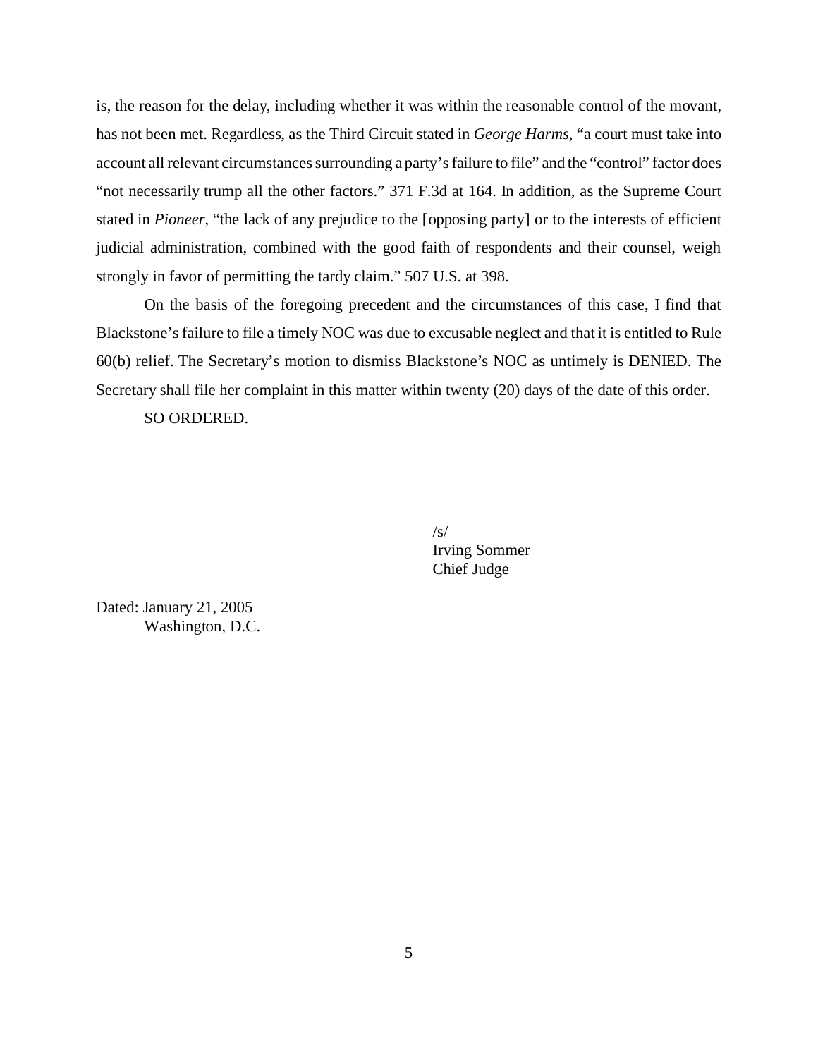is, the reason for the delay, including whether it was within the reasonable control of the movant, has not been met. Regardless, as the Third Circuit stated in *George Harms*, "a court must take into account all relevant circumstances surrounding a party's failure to file" and the "control" factor does "not necessarily trump all the other factors." 371 F.3d at 164. In addition, as the Supreme Court stated in *Pioneer*, "the lack of any prejudice to the [opposing party] or to the interests of efficient judicial administration, combined with the good faith of respondents and their counsel, weigh strongly in favor of permitting the tardy claim." 507 U.S. at 398.

On the basis of the foregoing precedent and the circumstances of this case, I find that Blackstone's failure to file a timely NOC was due to excusable neglect and that it is entitled to Rule 60(b) relief. The Secretary's motion to dismiss Blackstone's NOC as untimely is DENIED. The Secretary shall file her complaint in this matter within twenty (20) days of the date of this order.

SO ORDERED.

/s/
Irving Sommer
Chief Judge

Dated: January 21, 2005
Washington, D.C.